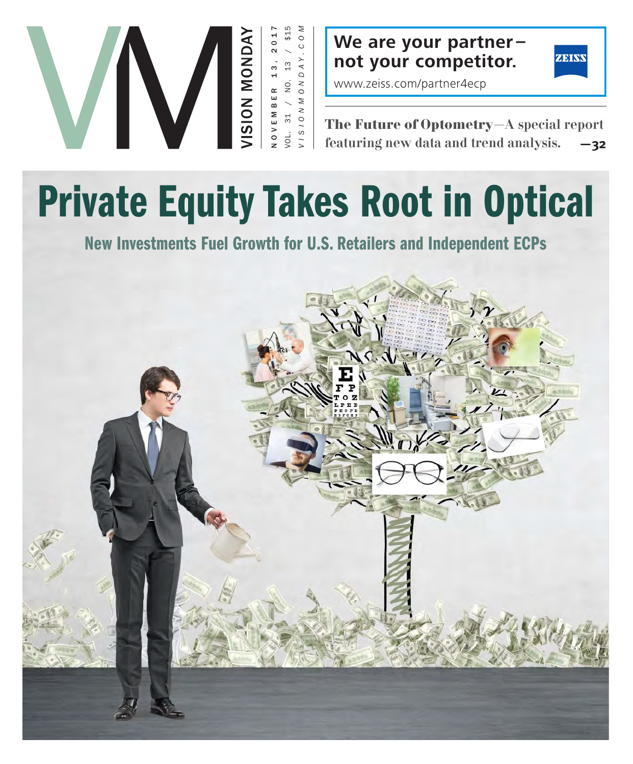# VM VISION MONDAY

NOVEMBER 13, 2017
VOL. 31 / NO. 13 / $15
VISIONMONDAY.COM

**We are your partner– not your competitor.**
www.zeiss.com/partner4ecp
ZEISS

**The Future of Optometry**—A special report featuring new data and trend analysis. **—32**

# Private Equity Takes Root in Optical

## New Investments Fuel Growth for U.S. Retailers and Independent ECPs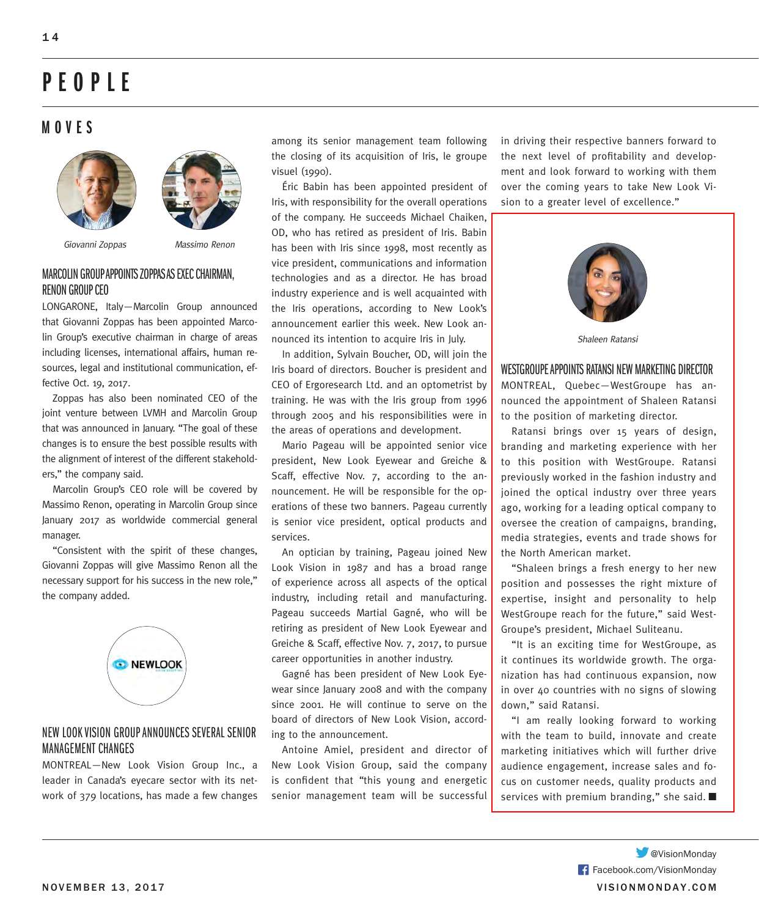# PEOPLE

## MOVES

*Giovanni Zoppas* *Massimo Renon*

### MARCOLIN GROUP APPOINTS ZOPPAS AS EXEC CHAIRMAN, RENON GROUP CEO

LONGARONE, Italy—Marcolin Group announced that Giovanni Zoppas has been appointed Marcolin Group's executive chairman in charge of areas including licenses, international affairs, human resources, legal and institutional communication, effective Oct. 19, 2017.

Zoppas has also been nominated CEO of the joint venture between LVMH and Marcolin Group that was announced in January. "The goal of these changes is to ensure the best possible results with the alignment of interest of the different stakeholders," the company said.

Marcolin Group's CEO role will be covered by Massimo Renon, operating in Marcolin Group since January 2017 as worldwide commercial general manager.

"Consistent with the spirit of these changes, Giovanni Zoppas will give Massimo Renon all the necessary support for his success in the new role," the company added.

### NEW LOOK VISION GROUP ANNOUNCES SEVERAL SENIOR MANAGEMENT CHANGES

MONTREAL—New Look Vision Group Inc., a leader in Canada's eyecare sector with its network of 379 locations, has made a few changes among its senior management team following the closing of its acquisition of Iris, le groupe visuel (1990).

Éric Babin has been appointed president of Iris, with responsibility for the overall operations of the company. He succeeds Michael Chaiken, OD, who has retired as president of Iris. Babin has been with Iris since 1998, most recently as vice president, communications and information technologies and as a director. He has broad industry experience and is well acquainted with the Iris operations, according to New Look's announcement earlier this week. New Look announced its intention to acquire Iris in July.

In addition, Sylvain Boucher, OD, will join the Iris board of directors. Boucher is president and CEO of Ergoresearch Ltd. and an optometrist by training. He was with the Iris group from 1996 through 2005 and his responsibilities were in the areas of operations and development.

Mario Pageau will be appointed senior vice president, New Look Eyewear and Greiche & Scaff, effective Nov. 7, according to the announcement. He will be responsible for the operations of these two banners. Pageau currently is senior vice president, optical products and services.

An optician by training, Pageau joined New Look Vision in 1987 and has a broad range of experience across all aspects of the optical industry, including retail and manufacturing. Pageau succeeds Martial Gagné, who will be retiring as president of New Look Eyewear and Greiche & Scaff, effective Nov. 7, 2017, to pursue career opportunities in another industry.

Gagné has been president of New Look Eyewear since January 2008 and with the company since 2001. He will continue to serve on the board of directors of New Look Vision, according to the announcement.

Antoine Amiel, president and director of New Look Vision Group, said the company is confident that "this young and energetic senior management team will be successful in driving their respective banners forward to the next level of profitability and development and look forward to working with them over the coming years to take New Look Vision to a greater level of excellence."

*Shaleen Ratansi*

### WESTGROUPE APPOINTS RATANSI NEW MARKETING DIRECTOR

MONTREAL, Quebec—WestGroupe has announced the appointment of Shaleen Ratansi to the position of marketing director.

Ratansi brings over 15 years of design, branding and marketing experience with her to this position with WestGroupe. Ratansi previously worked in the fashion industry and joined the optical industry over three years ago, working for a leading optical company to oversee the creation of campaigns, branding, media strategies, events and trade shows for the North American market.

"Shaleen brings a fresh energy to her new position and possesses the right mixture of expertise, insight and personality to help WestGroupe reach for the future," said WestGroupe's president, Michael Suliteanu.

"It is an exciting time for WestGroupe, as it continues its worldwide growth. The organization has had continuous expansion, now in over 40 countries with no signs of slowing down," said Ratansi.

"I am really looking forward to working with the team to build, innovate and create marketing initiatives which will further drive audience engagement, increase sales and focus on customer needs, quality products and services with premium branding," she said. ■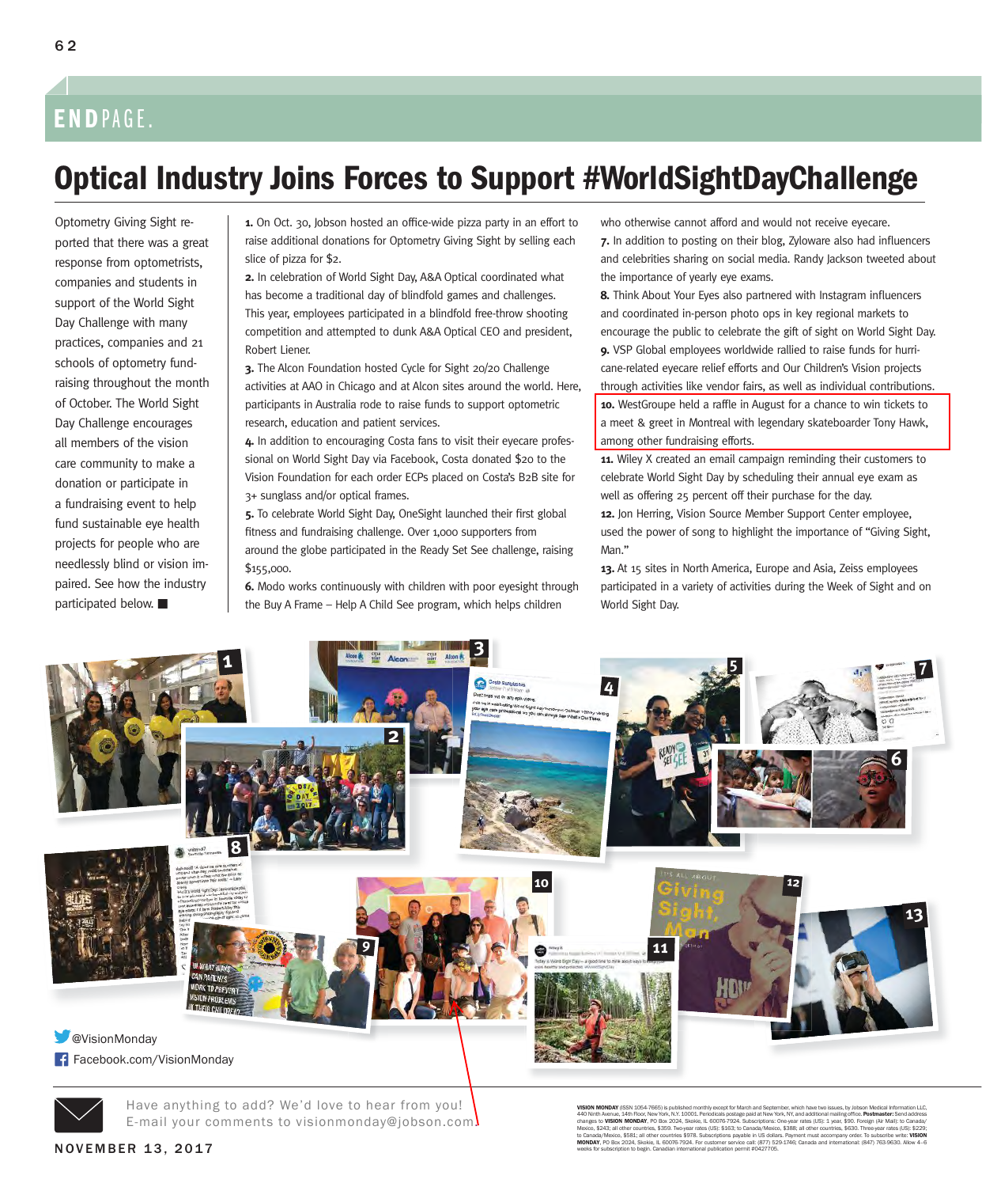# ENDPAGE.

## Optical Industry Joins Forces to Support #WorldSightDayChallenge

Optometry Giving Sight reported that there was a great response from optometrists, companies and students in support of the World Sight Day Challenge with many practices, companies and 21 schools of optometry fundraising throughout the month of October. The World Sight Day Challenge encourages all members of the vision care community to make a donation or participate in a fundraising event to help fund sustainable eye health projects for people who are needlessly blind or vision impaired. See how the industry participated below. ■

**1.** On Oct. 30, Jobson hosted an office-wide pizza party in an effort to raise additional donations for Optometry Giving Sight by selling each slice of pizza for $2.

**2.** In celebration of World Sight Day, A&A Optical coordinated what has become a traditional day of blindfold games and challenges. This year, employees participated in a blindfold free-throw shooting competition and attempted to dunk A&A Optical CEO and president, Robert Liener.

**3.** The Alcon Foundation hosted Cycle for Sight 20/20 Challenge activities at AAO in Chicago and at Alcon sites around the world. Here, participants in Australia rode to raise funds to support optometric research, education and patient services.

**4.** In addition to encouraging Costa fans to visit their eyecare professional on World Sight Day via Facebook, Costa donated $20 to the Vision Foundation for each order ECPs placed on Costa's B2B site for 3+ sunglass and/or optical frames.

**5.** To celebrate World Sight Day, OneSight launched their first global fitness and fundraising challenge. Over 1,000 supporters from around the globe participated in the Ready Set See challenge, raising $155,000.

**6.** Modo works continuously with children with poor eyesight through the Buy A Frame – Help A Child See program, which helps children who otherwise cannot afford and would not receive eyecare.

**7.** In addition to posting on their blog, Zyloware also had influencers and celebrities sharing on social media. Randy Jackson tweeted about the importance of yearly eye exams.

**8.** Think About Your Eyes also partnered with Instagram influencers and coordinated in-person photo ops in key regional markets to encourage the public to celebrate the gift of sight on World Sight Day.

**9.** VSP Global employees worldwide rallied to raise funds for hurricane-related eyecare relief efforts and Our Children's Vision projects through activities like vendor fairs, as well as individual contributions.

**10.** WestGroupe held a raffle in August for a chance to win tickets to a meet & greet in Montreal with legendary skateboarder Tony Hawk, among other fundraising efforts.

**11.** Wiley X created an email campaign reminding their customers to celebrate World Sight Day by scheduling their annual eye exam as well as offering 25 percent off their purchase for the day.

**12.** Jon Herring, Vision Source Member Support Center employee, used the power of song to highlight the importance of "Giving Sight, Man."

**13.** At 15 sites in North America, Europe and Asia, Zeiss employees participated in a variety of activities during the Week of Sight and on World Sight Day.

@VisionMonday

Facebook.com/VisionMonday

Have anything to add? We'd love to hear from you!
E-mail your comments to visionmonday@jobson.com

NOVEMBER 13, 2017

**VISION MONDAY** (ISSN 1054-7665) is published monthly except for March and September, which have two issues, by Jobson Medical Information LLC, 440 Ninth Avenue, 14th Floor, New York, N.Y. 10001. Periodicals postage paid at New York, NY, and additional mailing office. **Postmaster:** Send address changes to **VISION MONDAY**, PO Box 2024, Skokie, IL 60076-7924. Subscriptions: One-year rates (US): 1 year, $90. Foreign (Air Mail): to Canada/Mexico, $243; all other countries, $359. Two-year rates (US): $163; to Canada/Mexico, $388; all other countries, $630. Three-year rates (US): $229; to Canada/Mexico, $581; all other countries $978. Subscriptions payable in US dollars. Payment must accompany order. To subscribe write: **VISION MONDAY**, PO Box 2024, Skokie, IL 60076-7924. For customer service call: (877) 529-1746; Canada and international: (847) 763-9630. Allow 4–6 weeks for subscription to begin. Canadian international publication permit #0427705.